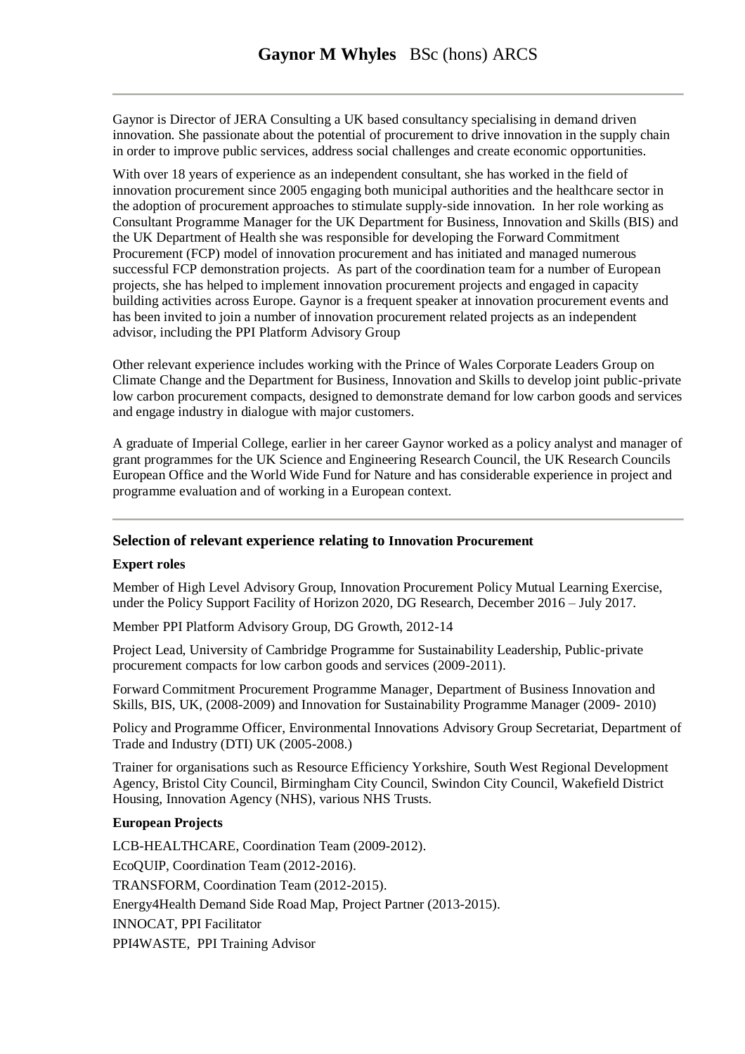# **Gaynor M Whyles** BSc (hons) ARCS

---

Gaynor is Director of JERA Consulting a UK based consultancy specialising in demand driven innovation. She passionate about the potential of procurement to drive innovation in the supply chain in order to improve public services, address social challenges and create economic opportunities.

With over 18 years of experience as an independent consultant, she has worked in the field of innovation procurement since 2005 engaging both municipal authorities and the healthcare sector in the adoption of procurement approaches to stimulate supply-side innovation. In her role working as Consultant Programme Manager for the UK Department for Business, Innovation and Skills (BIS) and the UK Department of Health she was responsible for developing the Forward Commitment Procurement (FCP) model of innovation procurement and has initiated and managed numerous successful FCP demonstration projects. As part of the coordination team for a number of European projects, she has helped to implement innovation procurement projects and engaged in capacity building activities across Europe. Gaynor is a frequent speaker at innovation procurement events and has been invited to join a number of innovation procurement related projects as an independent advisor, including the PPI Platform Advisory Group

Other relevant experience includes working with the Prince of Wales Corporate Leaders Group on Climate Change and the Department for Business, Innovation and Skills to develop joint public-private low carbon procurement compacts, designed to demonstrate demand for low carbon goods and services and engage industry in dialogue with major customers.

A graduate of Imperial College, earlier in her career Gaynor worked as a policy analyst and manager of grant programmes for the UK Science and Engineering Research Council, the UK Research Councils European Office and the World Wide Fund for Nature and has considerable experience in project and programme evaluation and of working in a European context.

---

## Selection of relevant experience relating to Innovation Procurement

### Expert roles

Member of High Level Advisory Group, Innovation Procurement Policy Mutual Learning Exercise, under the Policy Support Facility of Horizon 2020, DG Research, December 2016 – July 2017.

Member PPI Platform Advisory Group, DG Growth, 2012-14

Project Lead, University of Cambridge Programme for Sustainability Leadership, Public-private procurement compacts for low carbon goods and services (2009-2011).

Forward Commitment Procurement Programme Manager, Department of Business Innovation and Skills, BIS, UK, (2008-2009) and Innovation for Sustainability Programme Manager (2009- 2010)

Policy and Programme Officer, Environmental Innovations Advisory Group Secretariat, Department of Trade and Industry (DTI) UK (2005-2008.)

Trainer for organisations such as Resource Efficiency Yorkshire, South West Regional Development Agency, Bristol City Council, Birmingham City Council, Swindon City Council, Wakefield District Housing, Innovation Agency (NHS), various NHS Trusts.

### European Projects

LCB-HEALTHCARE, Coordination Team (2009-2012).

EcoQUIP, Coordination Team (2012-2016).

TRANSFORM, Coordination Team (2012-2015).

Energy4Health Demand Side Road Map, Project Partner (2013-2015).

INNOCAT, PPI Facilitator

PPI4WASTE, PPI Training Advisor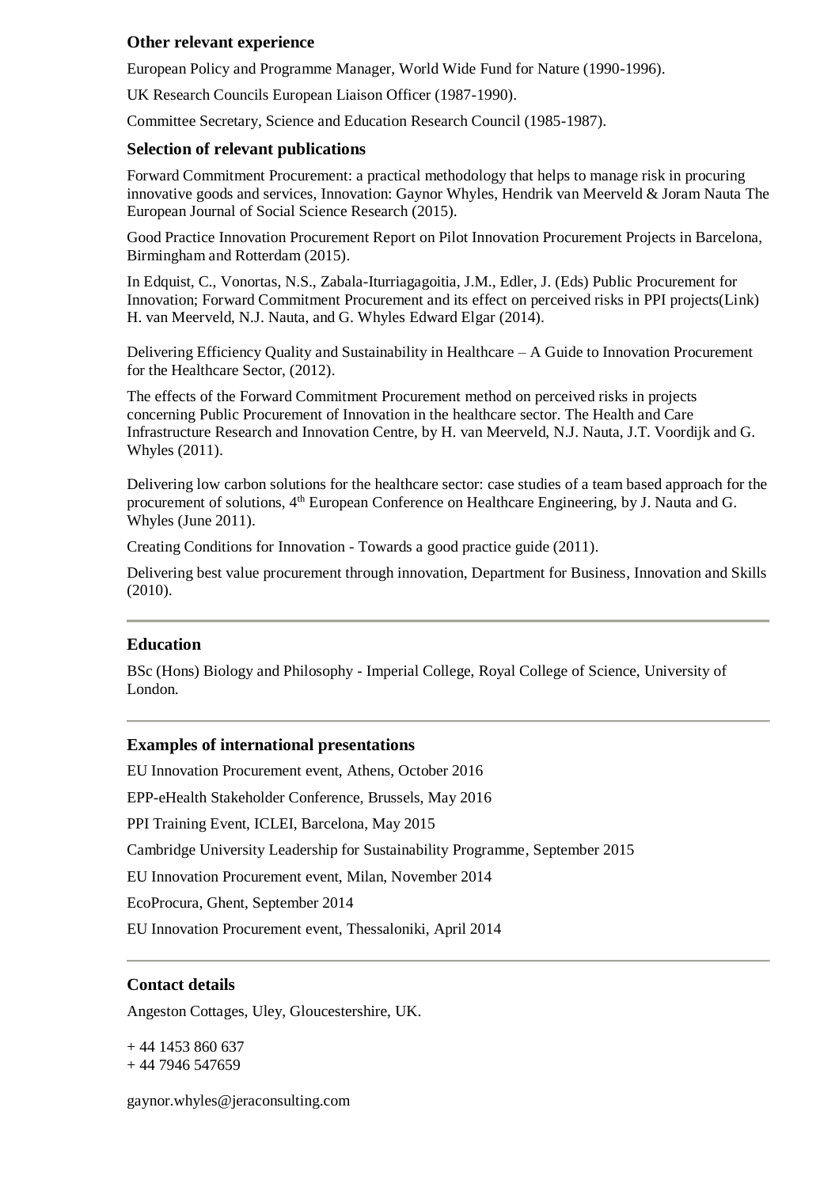### Other relevant experience

European Policy and Programme Manager, World Wide Fund for Nature (1990-1996).

UK Research Councils European Liaison Officer (1987-1990).

Committee Secretary, Science and Education Research Council (1985-1987).

### Selection of relevant publications

Forward Commitment Procurement: a practical methodology that helps to manage risk in procuring innovative goods and services, Innovation: Gaynor Whyles, Hendrik van Meerveld & Joram Nauta The European Journal of Social Science Research (2015).

Good Practice Innovation Procurement Report on Pilot Innovation Procurement Projects in Barcelona, Birmingham and Rotterdam (2015).

In Edquist, C., Vonortas, N.S., Zabala-Iturriagagoitia, J.M., Edler, J. (Eds) Public Procurement for Innovation; Forward Commitment Procurement and its effect on perceived risks in PPI projects(Link) H. van Meerveld, N.J. Nauta, and G. Whyles Edward Elgar (2014).

Delivering Efficiency Quality and Sustainability in Healthcare – A Guide to Innovation Procurement for the Healthcare Sector, (2012).

The effects of the Forward Commitment Procurement method on perceived risks in projects concerning Public Procurement of Innovation in the healthcare sector. The Health and Care Infrastructure Research and Innovation Centre, by H. van Meerveld, N.J. Nauta, J.T. Voordijk and G. Whyles (2011).

Delivering low carbon solutions for the healthcare sector: case studies of a team based approach for the procurement of solutions, 4th European Conference on Healthcare Engineering, by J. Nauta and G. Whyles (June 2011).

Creating Conditions for Innovation - Towards a good practice guide (2011).

Delivering best value procurement through innovation, Department for Business, Innovation and Skills (2010).

---

### Education

BSc (Hons) Biology and Philosophy - Imperial College, Royal College of Science, University of London.

---

### Examples of international presentations

EU Innovation Procurement event, Athens, October 2016

EPP-eHealth Stakeholder Conference, Brussels, May 2016

PPI Training Event, ICLEI, Barcelona, May 2015

Cambridge University Leadership for Sustainability Programme, September 2015

EU Innovation Procurement event, Milan, November 2014

EcoProcura, Ghent, September 2014

EU Innovation Procurement event, Thessaloniki, April 2014

---

### Contact details

Angeston Cottages, Uley, Gloucestershire, UK.

+ 44 1453 860 637
+ 44 7946 547659

gaynor.whyles@jeraconsulting.com